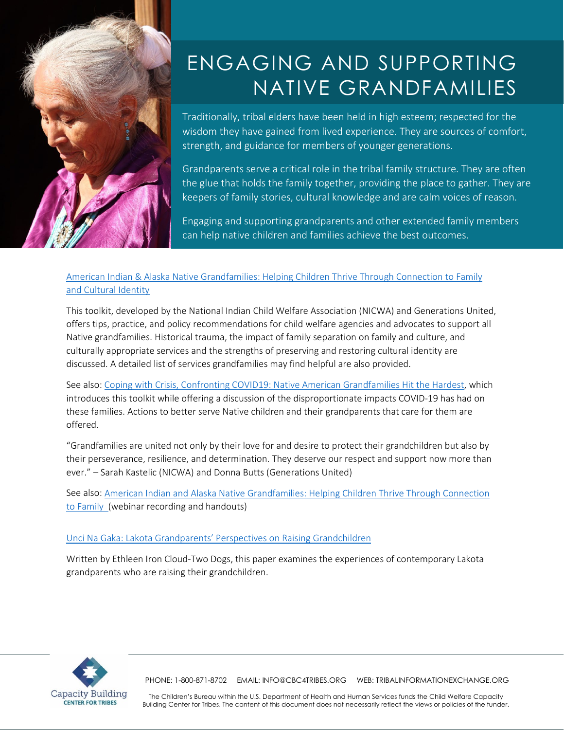# ENGAGING AND SUPPORTING NATIVE GRANDFAMILIES

Traditionally, tribal elders have been held in high esteem; respected for the wisdom they have gained from lived experience. They are sources of comfort, strength, and guidance for members of younger generations.

Grandparents serve a critical role in the tribal family structure. They are often the glue that holds the family together, providing the place to gather. They are keepers of family stories, cultural knowledge and are calm voices of reason.

Engaging and supporting grandparents and other extended family members can help native children and families achieve the best outcomes.

[American Indian & Alaska Native Grandfamilies: Helping Children Thrive Through Connection to Family and Cultural Identity]

This toolkit, developed by the National Indian Child Welfare Association (NICWA) and Generations United, offers tips, practice, and policy recommendations for child welfare agencies and advocates to support all Native grandfamilies. Historical trauma, the impact of family separation on family and culture, and culturally appropriate services and the strengths of preserving and restoring cultural identity are discussed. A detailed list of services grandfamilies may find helpful are also provided.

See also: [Coping with Crisis, Confronting COVID19: Native American Grandfamilies Hit the Hardest], which introduces this toolkit while offering a discussion of the disproportionate impacts COVID-19 has had on these families. Actions to better serve Native children and their grandparents that care for them are offered.

"Grandfamilies are united not only by their love for and desire to protect their grandchildren but also by their perseverance, resilience, and determination. They deserve our respect and support now more than ever." – Sarah Kastelic (NICWA) and Donna Butts (Generations United)

See also: [American Indian and Alaska Native Grandfamilies: Helping Children Thrive Through Connection to Family] (webinar recording and handouts)

[Unci Na Gaka: Lakota Grandparents' Perspectives on Raising Grandchildren]

Written by Ethleen Iron Cloud-Two Dogs, this paper examines the experiences of contemporary Lakota grandparents who are raising their grandchildren.

Capacity Building CENTER FOR TRIBES

PHONE: 1-800-871-8702 EMAIL: INFO@CBC4TRIBES.ORG WEB: TRIBALINFORMATIONEXCHANGE.ORG

The Children's Bureau within the U.S. Department of Health and Human Services funds the Child Welfare Capacity Building Center for Tribes. The content of this document does not necessarily reflect the views or policies of the funder.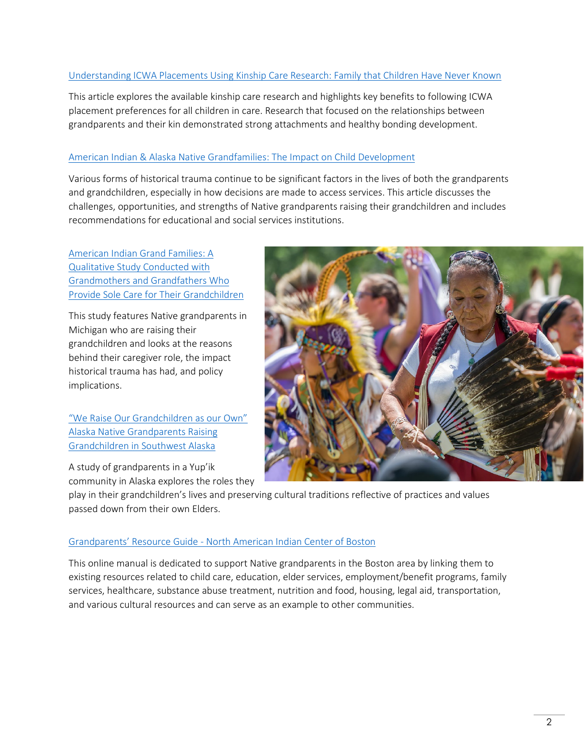[Understanding ICWA Placements Using Kinship Care Research: Family that Children Have Never Known]

This article explores the available kinship care research and highlights key benefits to following ICWA placement preferences for all children in care. Research that focused on the relationships between grandparents and their kin demonstrated strong attachments and healthy bonding development.

[American Indian & Alaska Native Grandfamilies: The Impact on Child Development]

Various forms of historical trauma continue to be significant factors in the lives of both the grandparents and grandchildren, especially in how decisions are made to access services. This article discusses the challenges, opportunities, and strengths of Native grandparents raising their grandchildren and includes recommendations for educational and social services institutions.

[American Indian Grand Families: A Qualitative Study Conducted with Grandmothers and Grandfathers Who Provide Sole Care for Their Grandchildren]

This study features Native grandparents in Michigan who are raising their grandchildren and looks at the reasons behind their caregiver role, the impact historical trauma has had, and policy implications.

["We Raise Our Grandchildren as our Own" Alaska Native Grandparents Raising Grandchildren in Southwest Alaska]

A study of grandparents in a Yup'ik community in Alaska explores the roles they play in their grandchildren's lives and preserving cultural traditions reflective of practices and values passed down from their own Elders.

[Grandparents' Resource Guide - North American Indian Center of Boston]

This online manual is dedicated to support Native grandparents in the Boston area by linking them to existing resources related to child care, education, elder services, employment/benefit programs, family services, healthcare, substance abuse treatment, nutrition and food, housing, legal aid, transportation, and various cultural resources and can serve as an example to other communities.